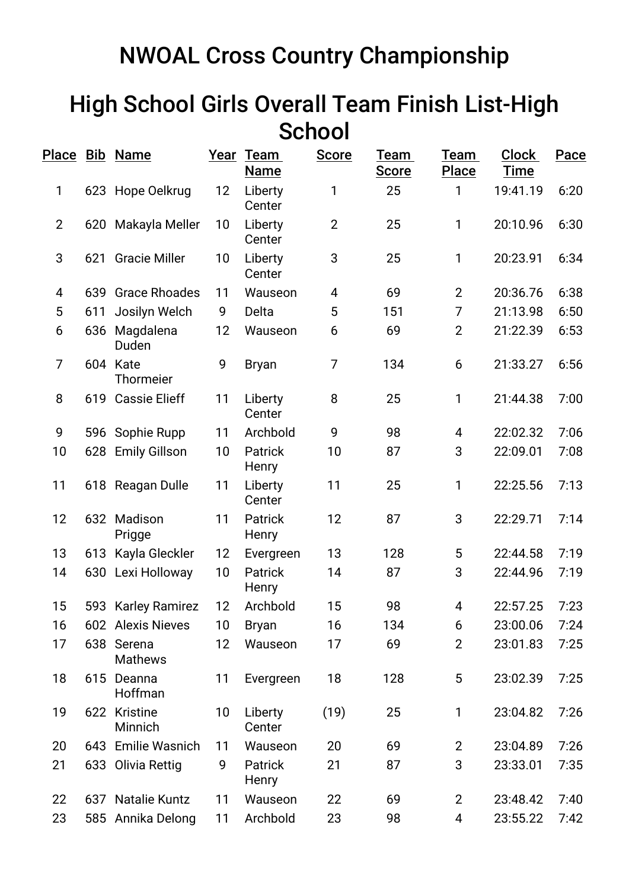# NWOAL Cross Country Championship

## High School Girls Overall Team Finish List-High School

| Place | Bib | Name | Year | Team Name | Score | Team Score | Team Place | Clock Time | Pace |
|---|---|---|---|---|---|---|---|---|---|
| 1 | 623 | Hope Oelkrug | 12 | Liberty Center | 1 | 25 | 1 | 19:41.19 | 6:20 |
| 2 | 620 | Makayla Meller | 10 | Liberty Center | 2 | 25 | 1 | 20:10.96 | 6:30 |
| 3 | 621 | Gracie Miller | 10 | Liberty Center | 3 | 25 | 1 | 20:23.91 | 6:34 |
| 4 | 639 | Grace Rhoades | 11 | Wauseon | 4 | 69 | 2 | 20:36.76 | 6:38 |
| 5 | 611 | Josilyn Welch | 9 | Delta | 5 | 151 | 7 | 21:13.98 | 6:50 |
| 6 | 636 | Magdalena Duden | 12 | Wauseon | 6 | 69 | 2 | 21:22.39 | 6:53 |
| 7 | 604 | Kate Thormeier | 9 | Bryan | 7 | 134 | 6 | 21:33.27 | 6:56 |
| 8 | 619 | Cassie Elieff | 11 | Liberty Center | 8 | 25 | 1 | 21:44.38 | 7:00 |
| 9 | 596 | Sophie Rupp | 11 | Archbold | 9 | 98 | 4 | 22:02.32 | 7:06 |
| 10 | 628 | Emily Gillson | 10 | Patrick Henry | 10 | 87 | 3 | 22:09.01 | 7:08 |
| 11 | 618 | Reagan Dulle | 11 | Liberty Center | 11 | 25 | 1 | 22:25.56 | 7:13 |
| 12 | 632 | Madison Prigge | 11 | Patrick Henry | 12 | 87 | 3 | 22:29.71 | 7:14 |
| 13 | 613 | Kayla Gleckler | 12 | Evergreen | 13 | 128 | 5 | 22:44.58 | 7:19 |
| 14 | 630 | Lexi Holloway | 10 | Patrick Henry | 14 | 87 | 3 | 22:44.96 | 7:19 |
| 15 | 593 | Karley Ramirez | 12 | Archbold | 15 | 98 | 4 | 22:57.25 | 7:23 |
| 16 | 602 | Alexis Nieves | 10 | Bryan | 16 | 134 | 6 | 23:00.06 | 7:24 |
| 17 | 638 | Serena Mathews | 12 | Wauseon | 17 | 69 | 2 | 23:01.83 | 7:25 |
| 18 | 615 | Deanna Hoffman | 11 | Evergreen | 18 | 128 | 5 | 23:02.39 | 7:25 |
| 19 | 622 | Kristine Minnich | 10 | Liberty Center | (19) | 25 | 1 | 23:04.82 | 7:26 |
| 20 | 643 | Emilie Wasnich | 11 | Wauseon | 20 | 69 | 2 | 23:04.89 | 7:26 |
| 21 | 633 | Olivia Rettig | 9 | Patrick Henry | 21 | 87 | 3 | 23:33.01 | 7:35 |
| 22 | 637 | Natalie Kuntz | 11 | Wauseon | 22 | 69 | 2 | 23:48.42 | 7:40 |
| 23 | 585 | Annika Delong | 11 | Archbold | 23 | 98 | 4 | 23:55.22 | 7:42 |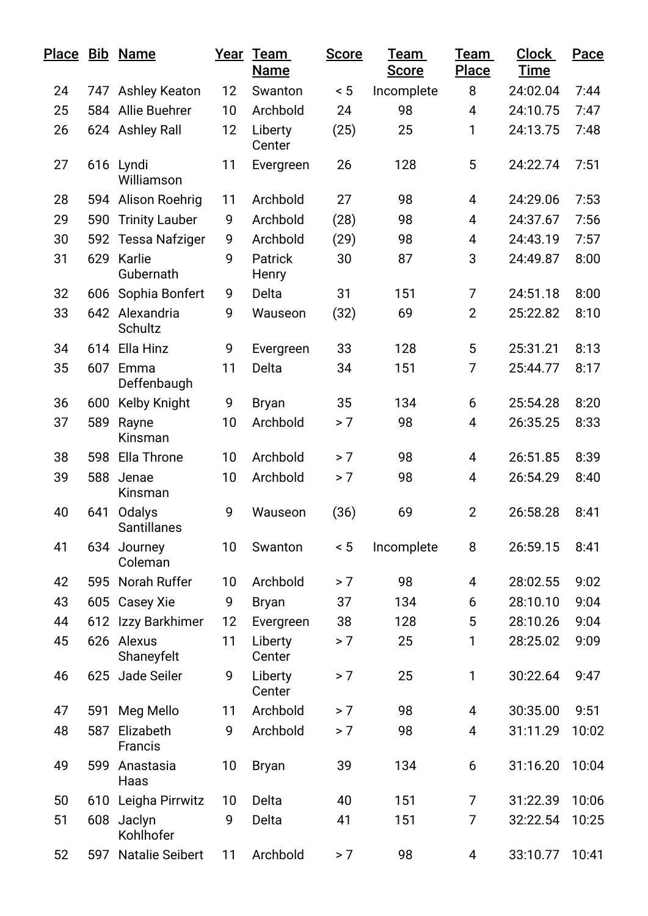| Place | Bib | Name | Year | Team Name | Score | Team Score | Team Place | Clock Time | Pace |
|---|---|---|---|---|---|---|---|---|---|
| 24 | 747 | Ashley Keaton | 12 | Swanton | < 5 | Incomplete | 8 | 24:02.04 | 7:44 |
| 25 | 584 | Allie Buehrer | 10 | Archbold | 24 | 98 | 4 | 24:10.75 | 7:47 |
| 26 | 624 | Ashley Rall | 12 | Liberty Center | (25) | 25 | 1 | 24:13.75 | 7:48 |
| 27 | 616 | Lyndi Williamson | 11 | Evergreen | 26 | 128 | 5 | 24:22.74 | 7:51 |
| 28 | 594 | Alison Roehrig | 11 | Archbold | 27 | 98 | 4 | 24:29.06 | 7:53 |
| 29 | 590 | Trinity Lauber | 9 | Archbold | (28) | 98 | 4 | 24:37.67 | 7:56 |
| 30 | 592 | Tessa Nafziger | 9 | Archbold | (29) | 98 | 4 | 24:43.19 | 7:57 |
| 31 | 629 | Karlie Gubernath | 9 | Patrick Henry | 30 | 87 | 3 | 24:49.87 | 8:00 |
| 32 | 606 | Sophia Bonfert | 9 | Delta | 31 | 151 | 7 | 24:51.18 | 8:00 |
| 33 | 642 | Alexandria Schultz | 9 | Wauseon | (32) | 69 | 2 | 25:22.82 | 8:10 |
| 34 | 614 | Ella Hinz | 9 | Evergreen | 33 | 128 | 5 | 25:31.21 | 8:13 |
| 35 | 607 | Emma Deffenbaugh | 11 | Delta | 34 | 151 | 7 | 25:44.77 | 8:17 |
| 36 | 600 | Kelby Knight | 9 | Bryan | 35 | 134 | 6 | 25:54.28 | 8:20 |
| 37 | 589 | Rayne Kinsman | 10 | Archbold | > 7 | 98 | 4 | 26:35.25 | 8:33 |
| 38 | 598 | Ella Throne | 10 | Archbold | > 7 | 98 | 4 | 26:51.85 | 8:39 |
| 39 | 588 | Jenae Kinsman | 10 | Archbold | > 7 | 98 | 4 | 26:54.29 | 8:40 |
| 40 | 641 | Odalys Santillanes | 9 | Wauseon | (36) | 69 | 2 | 26:58.28 | 8:41 |
| 41 | 634 | Journey Coleman | 10 | Swanton | < 5 | Incomplete | 8 | 26:59.15 | 8:41 |
| 42 | 595 | Norah Ruffer | 10 | Archbold | > 7 | 98 | 4 | 28:02.55 | 9:02 |
| 43 | 605 | Casey Xie | 9 | Bryan | 37 | 134 | 6 | 28:10.10 | 9:04 |
| 44 | 612 | Izzy Barkhimer | 12 | Evergreen | 38 | 128 | 5 | 28:10.26 | 9:04 |
| 45 | 626 | Alexus Shaneyfelt | 11 | Liberty Center | > 7 | 25 | 1 | 28:25.02 | 9:09 |
| 46 | 625 | Jade Seiler | 9 | Liberty Center | > 7 | 25 | 1 | 30:22.64 | 9:47 |
| 47 | 591 | Meg Mello | 11 | Archbold | > 7 | 98 | 4 | 30:35.00 | 9:51 |
| 48 | 587 | Elizabeth Francis | 9 | Archbold | > 7 | 98 | 4 | 31:11.29 | 10:02 |
| 49 | 599 | Anastasia Haas | 10 | Bryan | 39 | 134 | 6 | 31:16.20 | 10:04 |
| 50 | 610 | Leigha Pirrwitz | 10 | Delta | 40 | 151 | 7 | 31:22.39 | 10:06 |
| 51 | 608 | Jaclyn Kohlhofer | 9 | Delta | 41 | 151 | 7 | 32:22.54 | 10:25 |
| 52 | 597 | Natalie Seibert | 11 | Archbold | > 7 | 98 | 4 | 33:10.77 | 10:41 |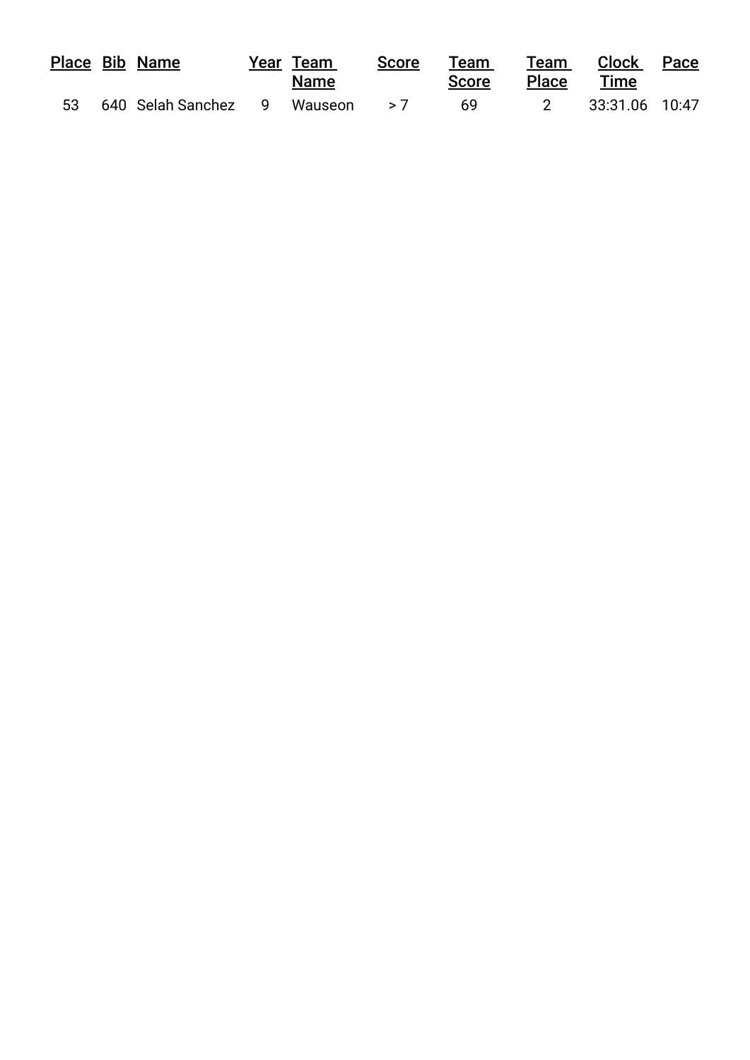| Place | Bib | Name | Year | Team Name | Score | Team Score | Team Place | Clock Time | Pace |
| --- | --- | --- | --- | --- | --- | --- | --- | --- | --- |
| 53 | 640 | Selah Sanchez | 9 | Wauseon | > 7 | 69 | 2 | 33:31.06 | 10:47 |